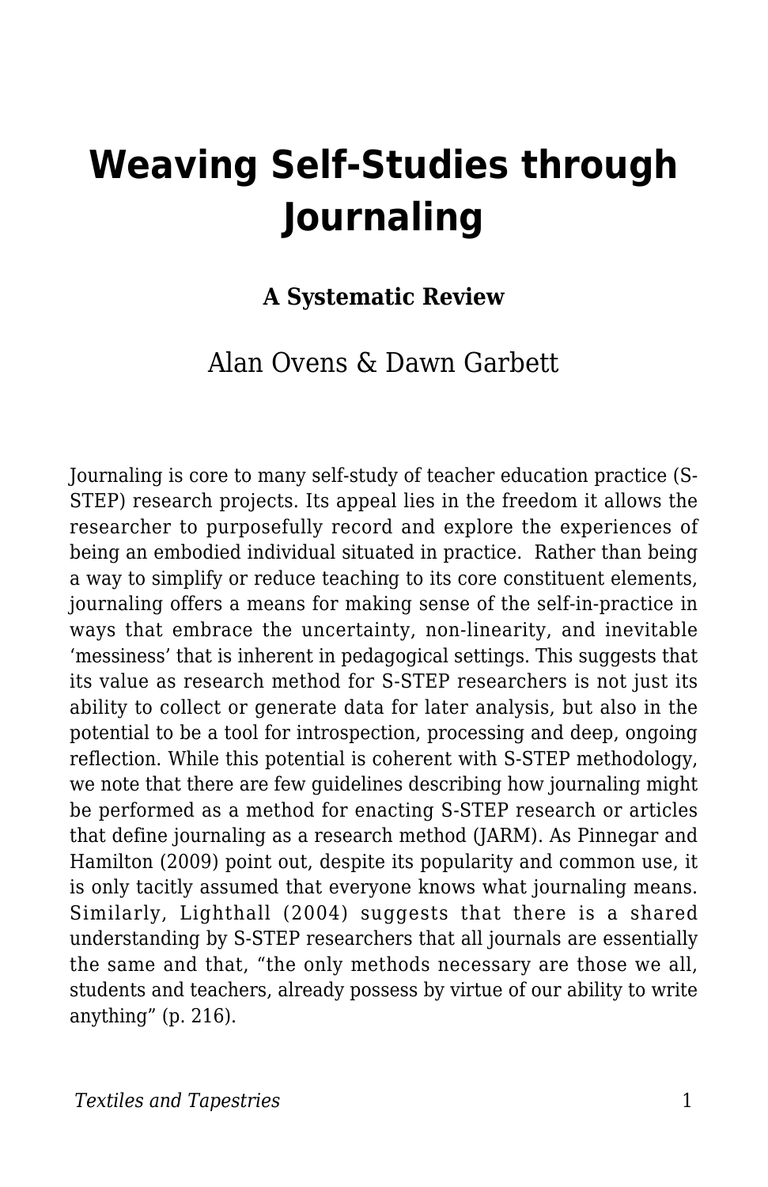# Weaving Self-Studies through Journaling

**A Systematic Review**

Alan Ovens & Dawn Garbett

Journaling is core to many self-study of teacher education practice (S-STEP) research projects. Its appeal lies in the freedom it allows the researcher to purposefully record and explore the experiences of being an embodied individual situated in practice. Rather than being a way to simplify or reduce teaching to its core constituent elements, journaling offers a means for making sense of the self-in-practice in ways that embrace the uncertainty, non-linearity, and inevitable 'messiness' that is inherent in pedagogical settings. This suggests that its value as research method for S-STEP researchers is not just its ability to collect or generate data for later analysis, but also in the potential to be a tool for introspection, processing and deep, ongoing reflection. While this potential is coherent with S-STEP methodology, we note that there are few guidelines describing how journaling might be performed as a method for enacting S-STEP research or articles that define journaling as a research method (JARM). As Pinnegar and Hamilton (2009) point out, despite its popularity and common use, it is only tacitly assumed that everyone knows what journaling means. Similarly, Lighthall (2004) suggests that there is a shared understanding by S-STEP researchers that all journals are essentially the same and that, "the only methods necessary are those we all, students and teachers, already possess by virtue of our ability to write anything" (p. 216).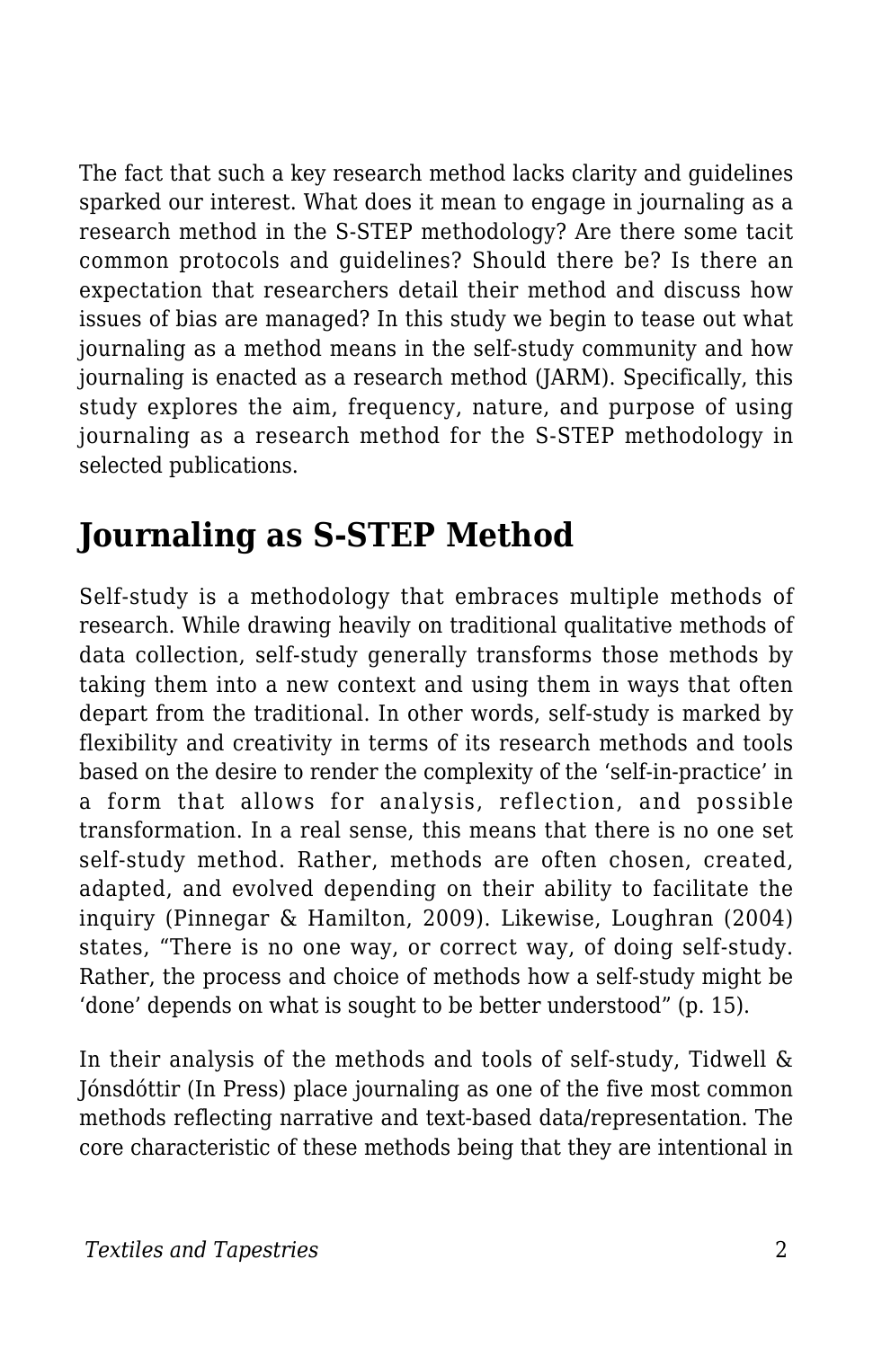The fact that such a key research method lacks clarity and guidelines sparked our interest. What does it mean to engage in journaling as a research method in the S-STEP methodology? Are there some tacit common protocols and guidelines? Should there be? Is there an expectation that researchers detail their method and discuss how issues of bias are managed? In this study we begin to tease out what journaling as a method means in the self-study community and how journaling is enacted as a research method (JARM). Specifically, this study explores the aim, frequency, nature, and purpose of using journaling as a research method for the S-STEP methodology in selected publications.

## Journaling as S-STEP Method

Self-study is a methodology that embraces multiple methods of research. While drawing heavily on traditional qualitative methods of data collection, self-study generally transforms those methods by taking them into a new context and using them in ways that often depart from the traditional. In other words, self-study is marked by flexibility and creativity in terms of its research methods and tools based on the desire to render the complexity of the 'self-in-practice' in a form that allows for analysis, reflection, and possible transformation. In a real sense, this means that there is no one set self-study method. Rather, methods are often chosen, created, adapted, and evolved depending on their ability to facilitate the inquiry (Pinnegar & Hamilton, 2009). Likewise, Loughran (2004) states, "There is no one way, or correct way, of doing self-study. Rather, the process and choice of methods how a self-study might be 'done' depends on what is sought to be better understood" (p. 15).

In their analysis of the methods and tools of self-study, Tidwell & Jónsdóttir (In Press) place journaling as one of the five most common methods reflecting narrative and text-based data/representation. The core characteristic of these methods being that they are intentional in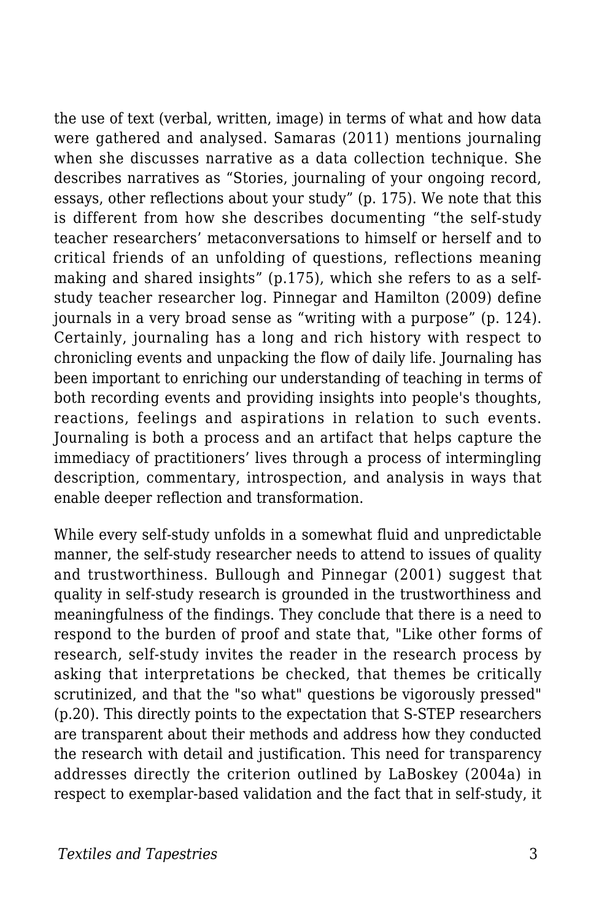the use of text (verbal, written, image) in terms of what and how data were gathered and analysed. Samaras (2011) mentions journaling when she discusses narrative as a data collection technique. She describes narratives as “Stories, journaling of your ongoing record, essays, other reflections about your study” (p. 175). We note that this is different from how she describes documenting “the self-study teacher researchers’ metaconversations to himself or herself and to critical friends of an unfolding of questions, reflections meaning making and shared insights” (p.175), which she refers to as a self-study teacher researcher log. Pinnegar and Hamilton (2009) define journals in a very broad sense as “writing with a purpose” (p. 124). Certainly, journaling has a long and rich history with respect to chronicling events and unpacking the flow of daily life. Journaling has been important to enriching our understanding of teaching in terms of both recording events and providing insights into people's thoughts, reactions, feelings and aspirations in relation to such events. Journaling is both a process and an artifact that helps capture the immediacy of practitioners’ lives through a process of intermingling description, commentary, introspection, and analysis in ways that enable deeper reflection and transformation.

While every self-study unfolds in a somewhat fluid and unpredictable manner, the self-study researcher needs to attend to issues of quality and trustworthiness. Bullough and Pinnegar (2001) suggest that quality in self-study research is grounded in the trustworthiness and meaningfulness of the findings. They conclude that there is a need to respond to the burden of proof and state that, "Like other forms of research, self-study invites the reader in the research process by asking that interpretations be checked, that themes be critically scrutinized, and that the "so what" questions be vigorously pressed" (p.20). This directly points to the expectation that S-STEP researchers are transparent about their methods and address how they conducted the research with detail and justification. This need for transparency addresses directly the criterion outlined by LaBoskey (2004a) in respect to exemplar-based validation and the fact that in self-study, it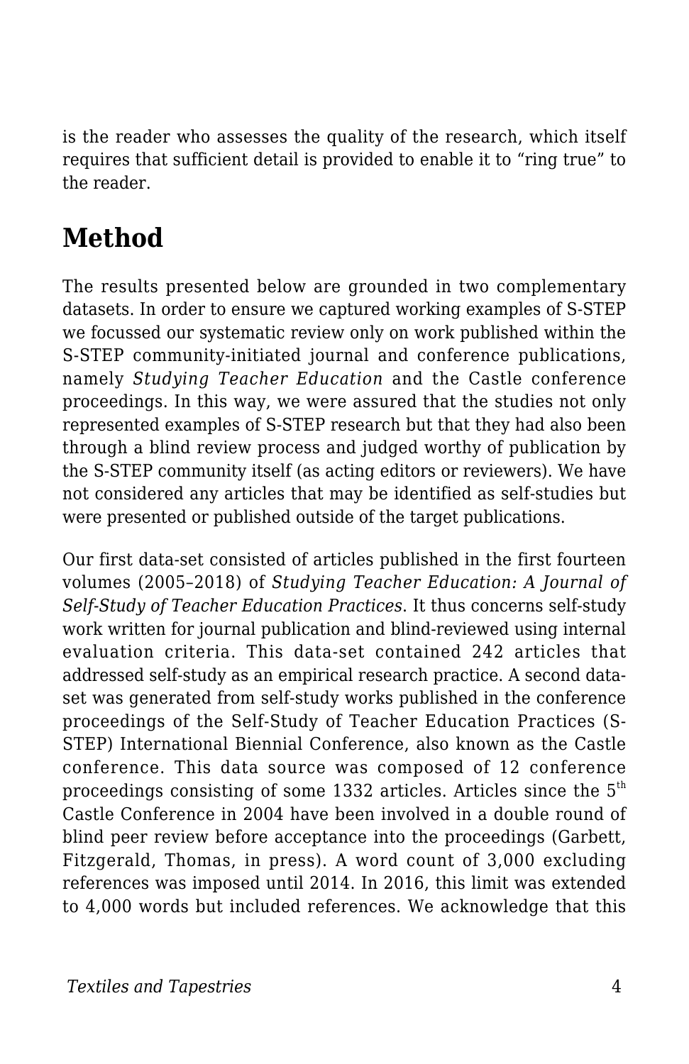is the reader who assesses the quality of the research, which itself requires that sufficient detail is provided to enable it to “ring true” to the reader.

## Method

The results presented below are grounded in two complementary datasets. In order to ensure we captured working examples of S-STEP we focussed our systematic review only on work published within the S-STEP community-initiated journal and conference publications, namely *Studying Teacher Education* and the Castle conference proceedings. In this way, we were assured that the studies not only represented examples of S-STEP research but that they had also been through a blind review process and judged worthy of publication by the S-STEP community itself (as acting editors or reviewers). We have not considered any articles that may be identified as self-studies but were presented or published outside of the target publications.

Our first data-set consisted of articles published in the first fourteen volumes (2005–2018) of *Studying Teacher Education: A Journal of Self-Study of Teacher Education Practices*. It thus concerns self-study work written for journal publication and blind-reviewed using internal evaluation criteria. This data-set contained 242 articles that addressed self-study as an empirical research practice. A second data-set was generated from self-study works published in the conference proceedings of the Self-Study of Teacher Education Practices (S-STEP) International Biennial Conference, also known as the Castle conference. This data source was composed of 12 conference proceedings consisting of some 1332 articles. Articles since the 5th Castle Conference in 2004 have been involved in a double round of blind peer review before acceptance into the proceedings (Garbett, Fitzgerald, Thomas, in press). A word count of 3,000 excluding references was imposed until 2014. In 2016, this limit was extended to 4,000 words but included references. We acknowledge that this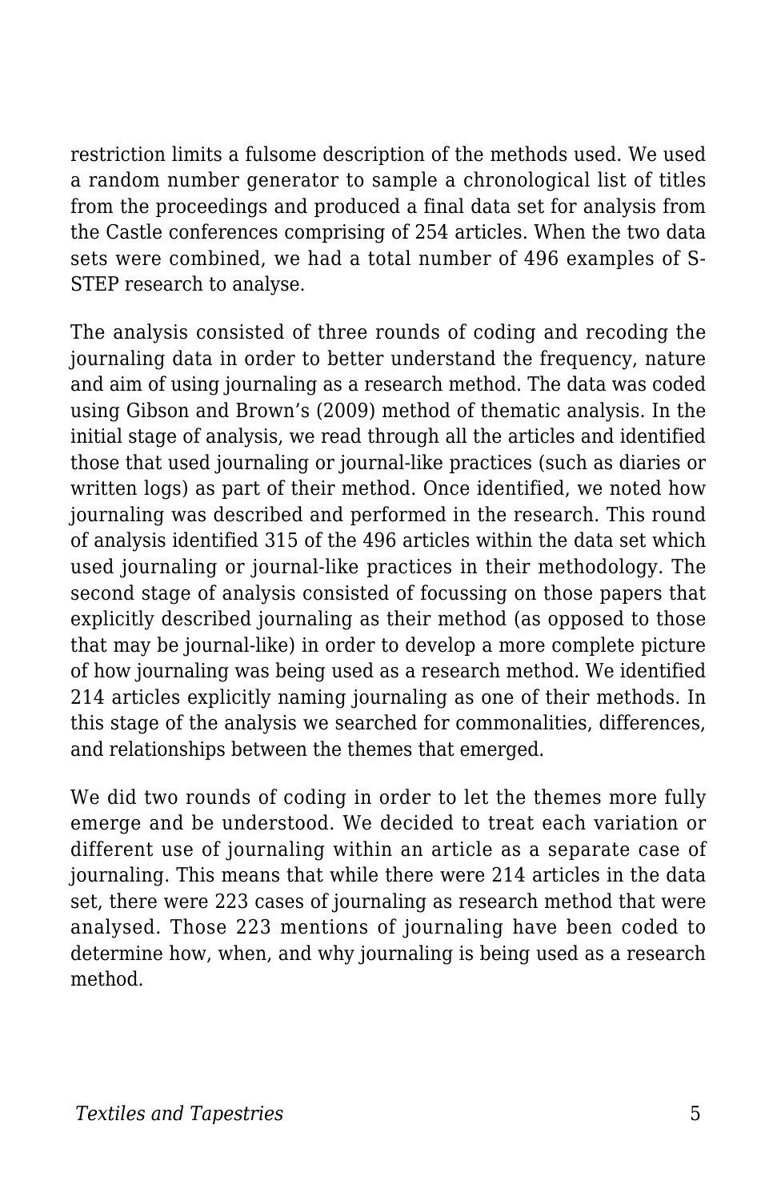restriction limits a fulsome description of the methods used. We used a random number generator to sample a chronological list of titles from the proceedings and produced a final data set for analysis from the Castle conferences comprising of 254 articles. When the two data sets were combined, we had a total number of 496 examples of S-STEP research to analyse.

The analysis consisted of three rounds of coding and recoding the journaling data in order to better understand the frequency, nature and aim of using journaling as a research method. The data was coded using Gibson and Brown's (2009) method of thematic analysis. In the initial stage of analysis, we read through all the articles and identified those that used journaling or journal-like practices (such as diaries or written logs) as part of their method. Once identified, we noted how journaling was described and performed in the research. This round of analysis identified 315 of the 496 articles within the data set which used journaling or journal-like practices in their methodology. The second stage of analysis consisted of focussing on those papers that explicitly described journaling as their method (as opposed to those that may be journal-like) in order to develop a more complete picture of how journaling was being used as a research method. We identified 214 articles explicitly naming journaling as one of their methods. In this stage of the analysis we searched for commonalities, differences, and relationships between the themes that emerged.

We did two rounds of coding in order to let the themes more fully emerge and be understood. We decided to treat each variation or different use of journaling within an article as a separate case of journaling. This means that while there were 214 articles in the data set, there were 223 cases of journaling as research method that were analysed. Those 223 mentions of journaling have been coded to determine how, when, and why journaling is being used as a research method.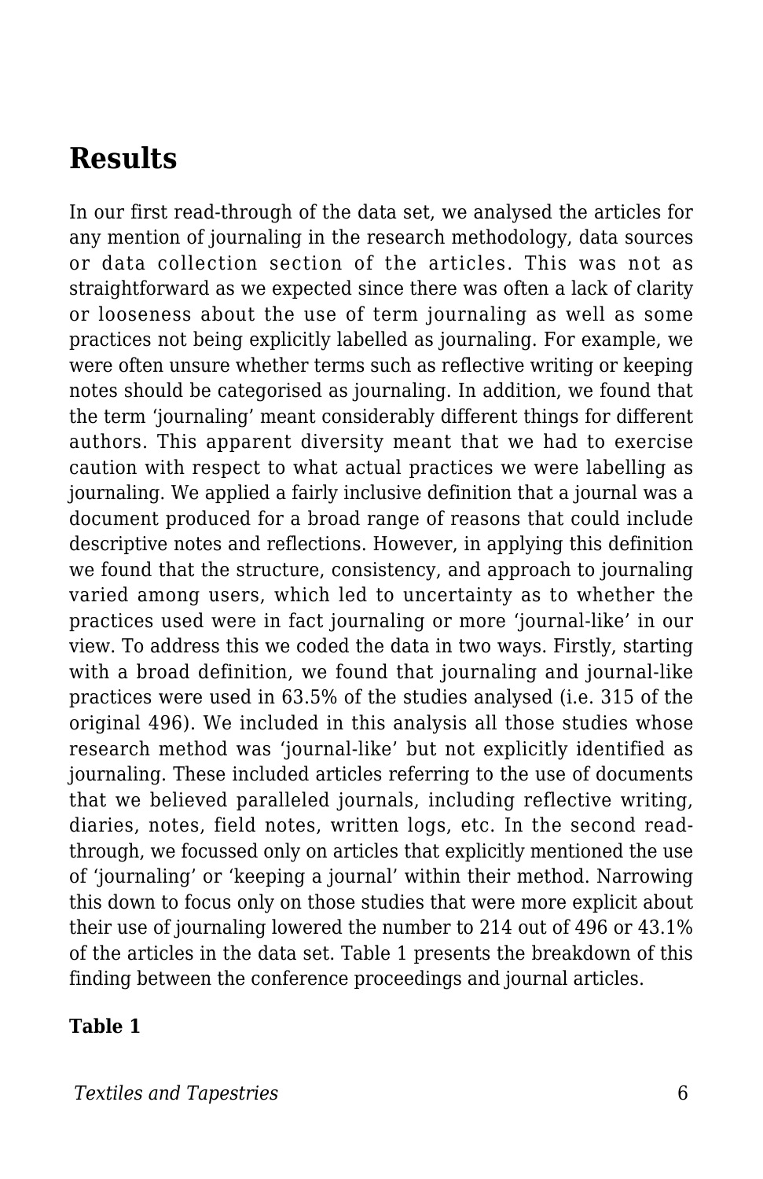## Results

In our first read-through of the data set, we analysed the articles for any mention of journaling in the research methodology, data sources or data collection section of the articles. This was not as straightforward as we expected since there was often a lack of clarity or looseness about the use of term journaling as well as some practices not being explicitly labelled as journaling. For example, we were often unsure whether terms such as reflective writing or keeping notes should be categorised as journaling. In addition, we found that the term 'journaling' meant considerably different things for different authors. This apparent diversity meant that we had to exercise caution with respect to what actual practices we were labelling as journaling. We applied a fairly inclusive definition that a journal was a document produced for a broad range of reasons that could include descriptive notes and reflections. However, in applying this definition we found that the structure, consistency, and approach to journaling varied among users, which led to uncertainty as to whether the practices used were in fact journaling or more 'journal-like' in our view. To address this we coded the data in two ways. Firstly, starting with a broad definition, we found that journaling and journal-like practices were used in 63.5% of the studies analysed (i.e. 315 of the original 496). We included in this analysis all those studies whose research method was 'journal-like' but not explicitly identified as journaling. These included articles referring to the use of documents that we believed paralleled journals, including reflective writing, diaries, notes, field notes, written logs, etc. In the second read-through, we focussed only on articles that explicitly mentioned the use of 'journaling' or 'keeping a journal' within their method. Narrowing this down to focus only on those studies that were more explicit about their use of journaling lowered the number to 214 out of 496 or 43.1% of the articles in the data set. Table 1 presents the breakdown of this finding between the conference proceedings and journal articles.

**Table 1**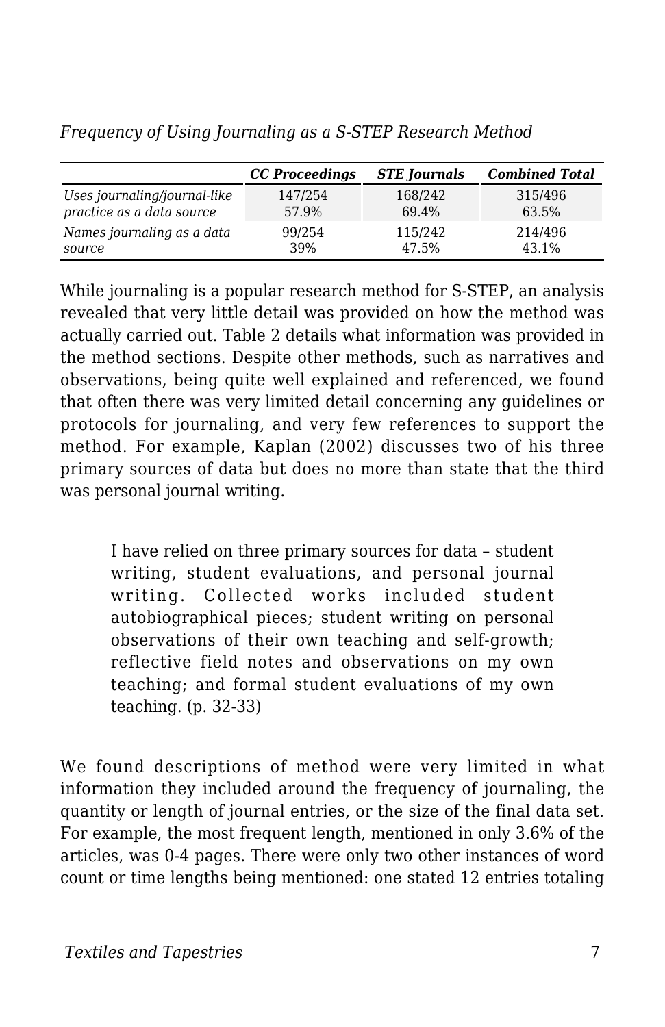*Frequency of Using Journaling as a S-STEP Research Method*

| | ***CC Proceedings*** | ***STE Journals*** | ***Combined Total*** |
|---|---|---|---|
| *Uses journaling/journal-like practice as a data source* | 147/254 57.9% | 168/242 69.4% | 315/496 63.5% |
| *Names journaling as a data source* | 99/254 39% | 115/242 47.5% | 214/496 43.1% |

While journaling is a popular research method for S-STEP, an analysis revealed that very little detail was provided on how the method was actually carried out. Table 2 details what information was provided in the method sections. Despite other methods, such as narratives and observations, being quite well explained and referenced, we found that often there was very limited detail concerning any guidelines or protocols for journaling, and very few references to support the method. For example, Kaplan (2002) discusses two of his three primary sources of data but does no more than state that the third was personal journal writing.

> I have relied on three primary sources for data – student writing, student evaluations, and personal journal writing. Collected works included student autobiographical pieces; student writing on personal observations of their own teaching and self-growth; reflective field notes and observations on my own teaching; and formal student evaluations of my own teaching. (p. 32-33)

We found descriptions of method were very limited in what information they included around the frequency of journaling, the quantity or length of journal entries, or the size of the final data set. For example, the most frequent length, mentioned in only 3.6% of the articles, was 0-4 pages. There were only two other instances of word count or time lengths being mentioned: one stated 12 entries totaling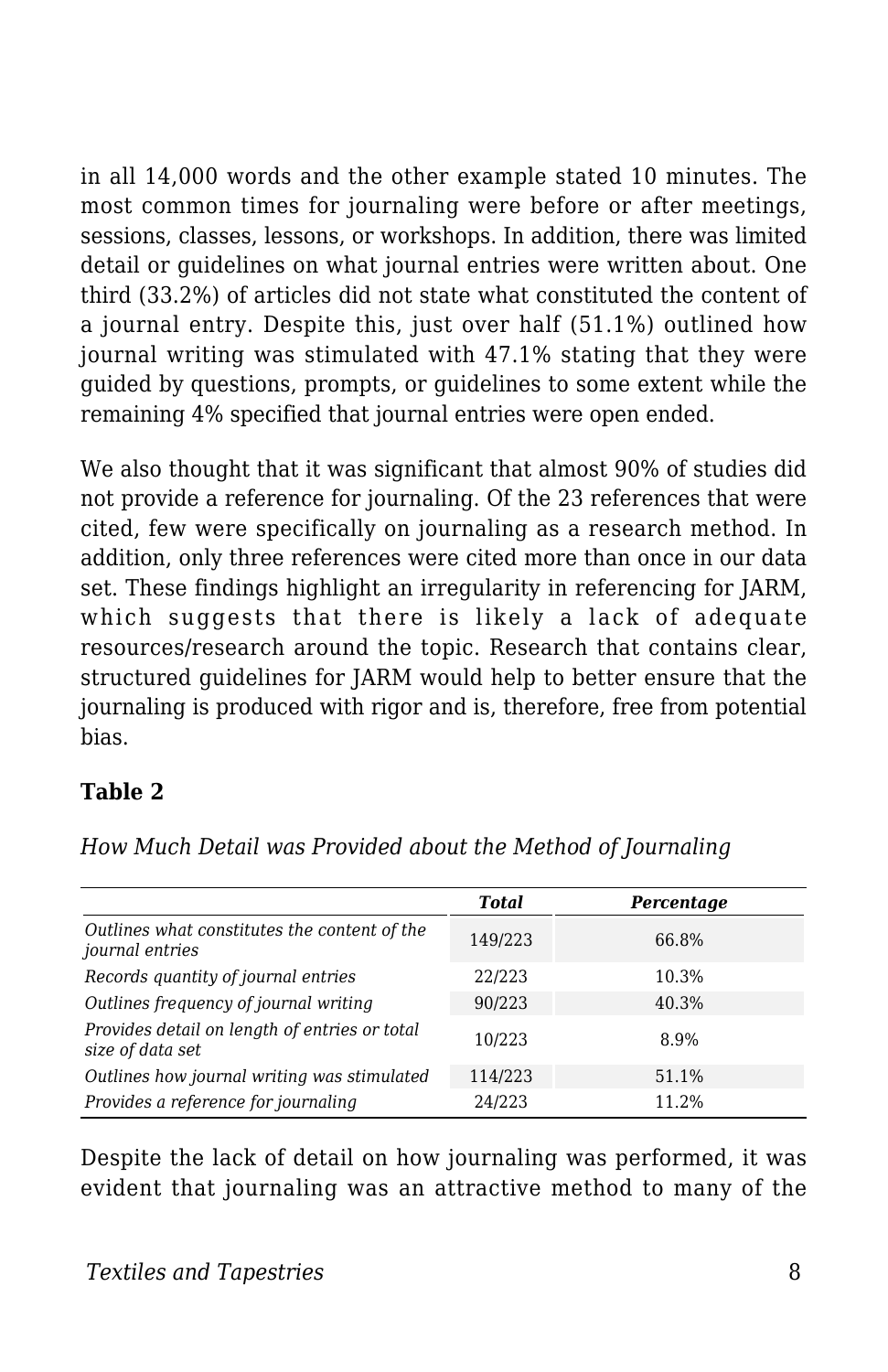in all 14,000 words and the other example stated 10 minutes. The most common times for journaling were before or after meetings, sessions, classes, lessons, or workshops. In addition, there was limited detail or guidelines on what journal entries were written about. One third (33.2%) of articles did not state what constituted the content of a journal entry. Despite this, just over half (51.1%) outlined how journal writing was stimulated with 47.1% stating that they were guided by questions, prompts, or guidelines to some extent while the remaining 4% specified that journal entries were open ended.

We also thought that it was significant that almost 90% of studies did not provide a reference for journaling. Of the 23 references that were cited, few were specifically on journaling as a research method. In addition, only three references were cited more than once in our data set. These findings highlight an irregularity in referencing for JARM, which suggests that there is likely a lack of adequate resources/research around the topic. Research that contains clear, structured guidelines for JARM would help to better ensure that the journaling is produced with rigor and is, therefore, free from potential bias.

**Table 2**

*How Much Detail was Provided about the Method of Journaling*

| | ***Total*** | ***Percentage*** |
|---|---|---|
| *Outlines what constitutes the content of the journal entries* | 149/223 | 66.8% |
| *Records quantity of journal entries* | 22/223 | 10.3% |
| *Outlines frequency of journal writing* | 90/223 | 40.3% |
| *Provides detail on length of entries or total size of data set* | 10/223 | 8.9% |
| *Outlines how journal writing was stimulated* | 114/223 | 51.1% |
| *Provides a reference for journaling* | 24/223 | 11.2% |

Despite the lack of detail on how journaling was performed, it was evident that journaling was an attractive method to many of the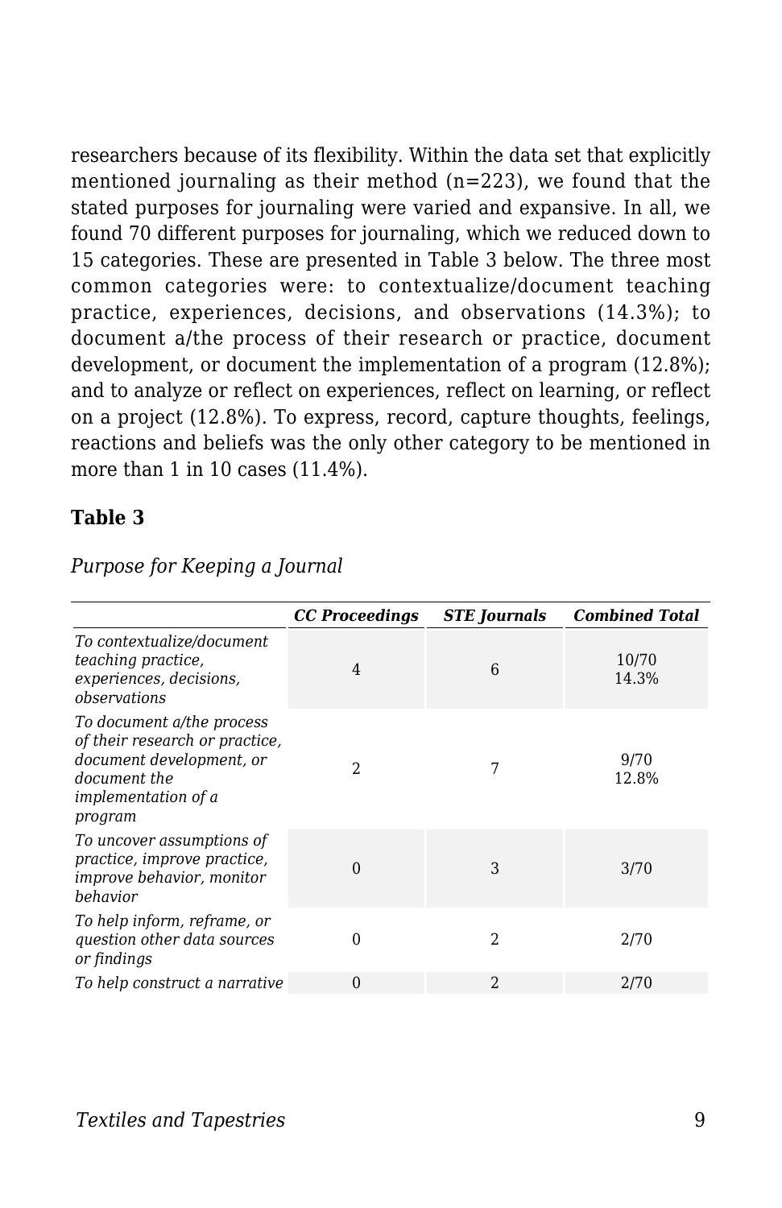researchers because of its flexibility. Within the data set that explicitly mentioned journaling as their method (n=223), we found that the stated purposes for journaling were varied and expansive. In all, we found 70 different purposes for journaling, which we reduced down to 15 categories. These are presented in Table 3 below. The three most common categories were: to contextualize/document teaching practice, experiences, decisions, and observations (14.3%); to document a/the process of their research or practice, document development, or document the implementation of a program (12.8%); and to analyze or reflect on experiences, reflect on learning, or reflect on a project (12.8%). To express, record, capture thoughts, feelings, reactions and beliefs was the only other category to be mentioned in more than 1 in 10 cases (11.4%).

**Table 3**

*Purpose for Keeping a Journal*

| | ***CC Proceedings*** | ***STE Journals*** | ***Combined Total*** |
|---|---|---|---|
| *To contextualize/document teaching practice, experiences, decisions, observations* | 4 | 6 | 10/70 14.3% |
| *To document a/the process of their research or practice, document development, or document the implementation of a program* | 2 | 7 | 9/70 12.8% |
| *To uncover assumptions of practice, improve practice, improve behavior, monitor behavior* | 0 | 3 | 3/70 |
| *To help inform, reframe, or question other data sources or findings* | 0 | 2 | 2/70 |
| *To help construct a narrative* | 0 | 2 | 2/70 |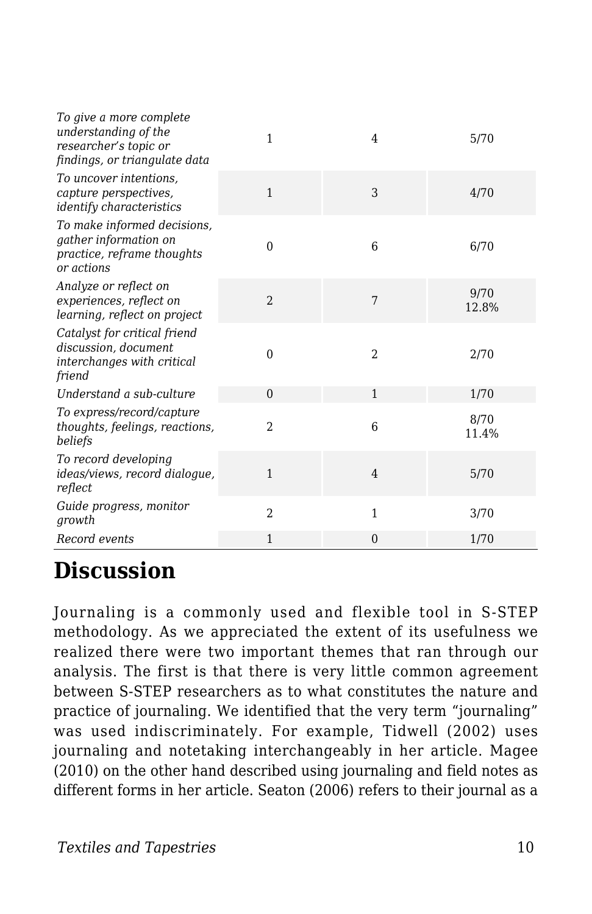| | | | |
|---|---|---|---|
| *To give a more complete understanding of the researcher's topic or findings, or triangulate data* | 1 | 4 | 5/70 |
| *To uncover intentions, capture perspectives, identify characteristics* | 1 | 3 | 4/70 |
| *To make informed decisions, gather information on practice, reframe thoughts or actions* | 0 | 6 | 6/70 |
| *Analyze or reflect on experiences, reflect on learning, reflect on project* | 2 | 7 | 9/70 12.8% |
| *Catalyst for critical friend discussion, document interchanges with critical friend* | 0 | 2 | 2/70 |
| *Understand a sub-culture* | 0 | 1 | 1/70 |
| *To express/record/capture thoughts, feelings, reactions, beliefs* | 2 | 6 | 8/70 11.4% |
| *To record developing ideas/views, record dialogue, reflect* | 1 | 4 | 5/70 |
| *Guide progress, monitor growth* | 2 | 1 | 3/70 |
| *Record events* | 1 | 0 | 1/70 |

## Discussion

Journaling is a commonly used and flexible tool in S-STEP methodology. As we appreciated the extent of its usefulness we realized there were two important themes that ran through our analysis. The first is that there is very little common agreement between S-STEP researchers as to what constitutes the nature and practice of journaling. We identified that the very term "journaling" was used indiscriminately. For example, Tidwell (2002) uses journaling and notetaking interchangeably in her article. Magee (2010) on the other hand described using journaling and field notes as different forms in her article. Seaton (2006) refers to their journal as a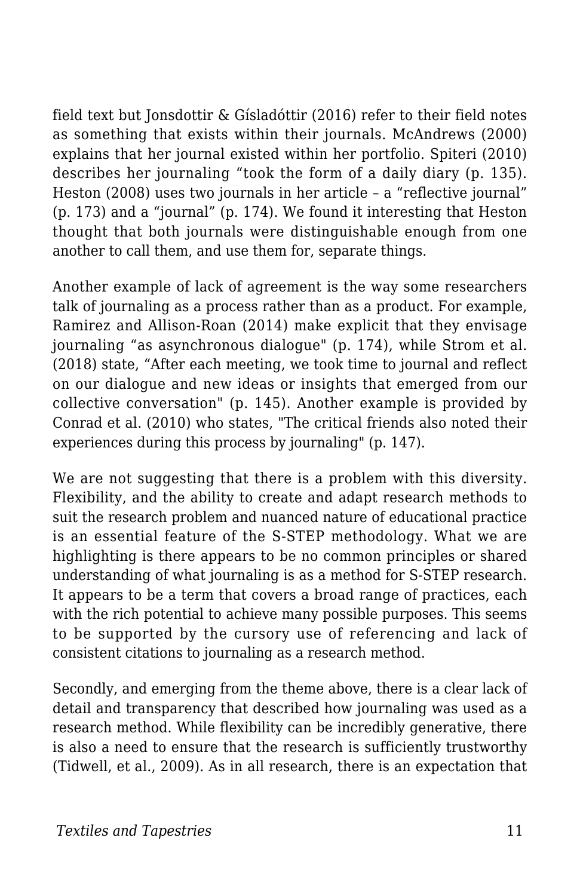field text but Jonsdottir & Gísladóttir (2016) refer to their field notes as something that exists within their journals. McAndrews (2000) explains that her journal existed within her portfolio. Spiteri (2010) describes her journaling "took the form of a daily diary (p. 135). Heston (2008) uses two journals in her article – a "reflective journal" (p. 173) and a "journal" (p. 174). We found it interesting that Heston thought that both journals were distinguishable enough from one another to call them, and use them for, separate things.

Another example of lack of agreement is the way some researchers talk of journaling as a process rather than as a product. For example, Ramirez and Allison-Roan (2014) make explicit that they envisage journaling "as asynchronous dialogue" (p. 174), while Strom et al. (2018) state, "After each meeting, we took time to journal and reflect on our dialogue and new ideas or insights that emerged from our collective conversation" (p. 145). Another example is provided by Conrad et al. (2010) who states, "The critical friends also noted their experiences during this process by journaling" (p. 147).

We are not suggesting that there is a problem with this diversity. Flexibility, and the ability to create and adapt research methods to suit the research problem and nuanced nature of educational practice is an essential feature of the S-STEP methodology. What we are highlighting is there appears to be no common principles or shared understanding of what journaling is as a method for S-STEP research. It appears to be a term that covers a broad range of practices, each with the rich potential to achieve many possible purposes. This seems to be supported by the cursory use of referencing and lack of consistent citations to journaling as a research method.

Secondly, and emerging from the theme above, there is a clear lack of detail and transparency that described how journaling was used as a research method. While flexibility can be incredibly generative, there is also a need to ensure that the research is sufficiently trustworthy (Tidwell, et al., 2009). As in all research, there is an expectation that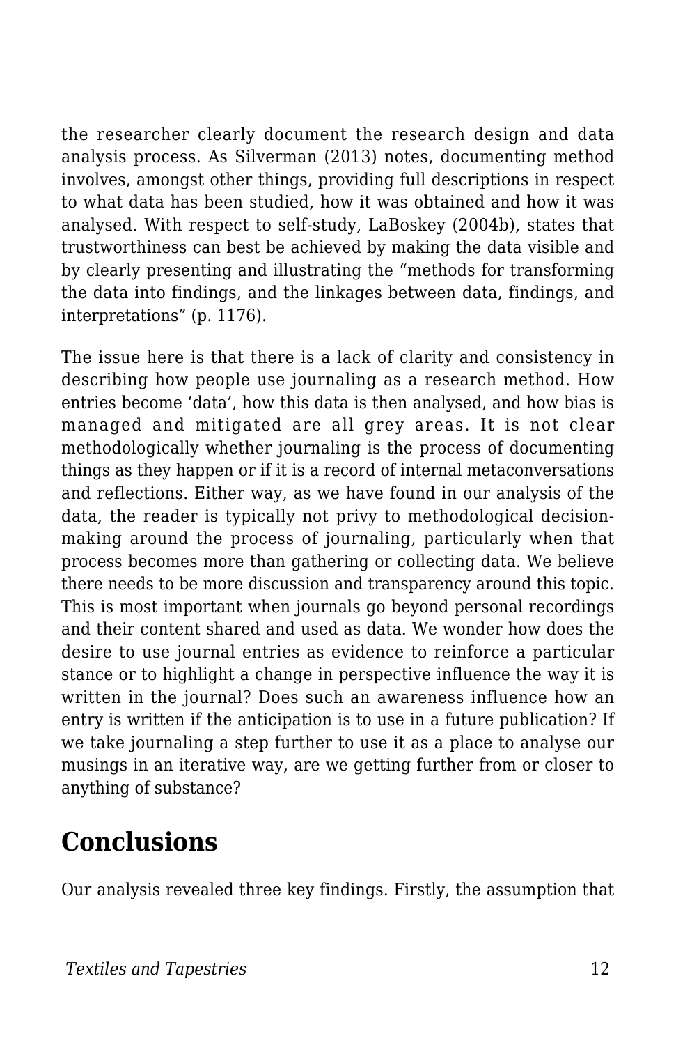the researcher clearly document the research design and data analysis process. As Silverman (2013) notes, documenting method involves, amongst other things, providing full descriptions in respect to what data has been studied, how it was obtained and how it was analysed. With respect to self-study, LaBoskey (2004b), states that trustworthiness can best be achieved by making the data visible and by clearly presenting and illustrating the "methods for transforming the data into findings, and the linkages between data, findings, and interpretations" (p. 1176).

The issue here is that there is a lack of clarity and consistency in describing how people use journaling as a research method. How entries become 'data', how this data is then analysed, and how bias is managed and mitigated are all grey areas. It is not clear methodologically whether journaling is the process of documenting things as they happen or if it is a record of internal metaconversations and reflections. Either way, as we have found in our analysis of the data, the reader is typically not privy to methodological decision-making around the process of journaling, particularly when that process becomes more than gathering or collecting data. We believe there needs to be more discussion and transparency around this topic. This is most important when journals go beyond personal recordings and their content shared and used as data. We wonder how does the desire to use journal entries as evidence to reinforce a particular stance or to highlight a change in perspective influence the way it is written in the journal? Does such an awareness influence how an entry is written if the anticipation is to use in a future publication? If we take journaling a step further to use it as a place to analyse our musings in an iterative way, are we getting further from or closer to anything of substance?

## Conclusions

Our analysis revealed three key findings. Firstly, the assumption that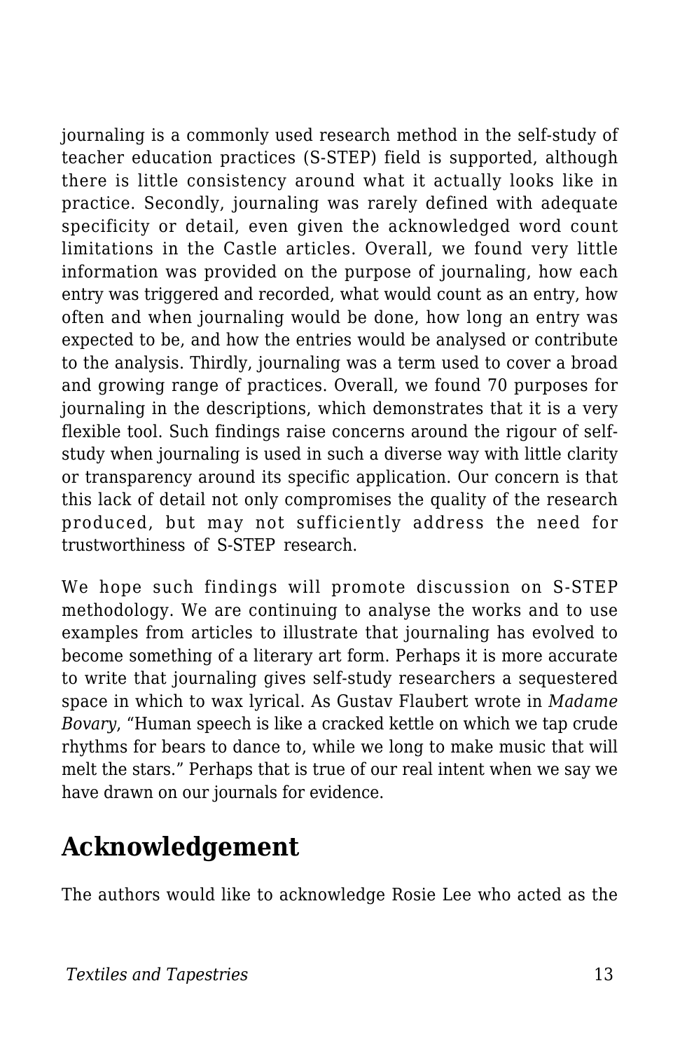journaling is a commonly used research method in the self-study of teacher education practices (S-STEP) field is supported, although there is little consistency around what it actually looks like in practice. Secondly, journaling was rarely defined with adequate specificity or detail, even given the acknowledged word count limitations in the Castle articles. Overall, we found very little information was provided on the purpose of journaling, how each entry was triggered and recorded, what would count as an entry, how often and when journaling would be done, how long an entry was expected to be, and how the entries would be analysed or contribute to the analysis. Thirdly, journaling was a term used to cover a broad and growing range of practices. Overall, we found 70 purposes for journaling in the descriptions, which demonstrates that it is a very flexible tool. Such findings raise concerns around the rigour of self-study when journaling is used in such a diverse way with little clarity or transparency around its specific application. Our concern is that this lack of detail not only compromises the quality of the research produced, but may not sufficiently address the need for trustworthiness of S-STEP research.

We hope such findings will promote discussion on S-STEP methodology. We are continuing to analyse the works and to use examples from articles to illustrate that journaling has evolved to become something of a literary art form. Perhaps it is more accurate to write that journaling gives self-study researchers a sequestered space in which to wax lyrical. As Gustav Flaubert wrote in *Madame Bovary*, "Human speech is like a cracked kettle on which we tap crude rhythms for bears to dance to, while we long to make music that will melt the stars." Perhaps that is true of our real intent when we say we have drawn on our journals for evidence.

## Acknowledgement

The authors would like to acknowledge Rosie Lee who acted as the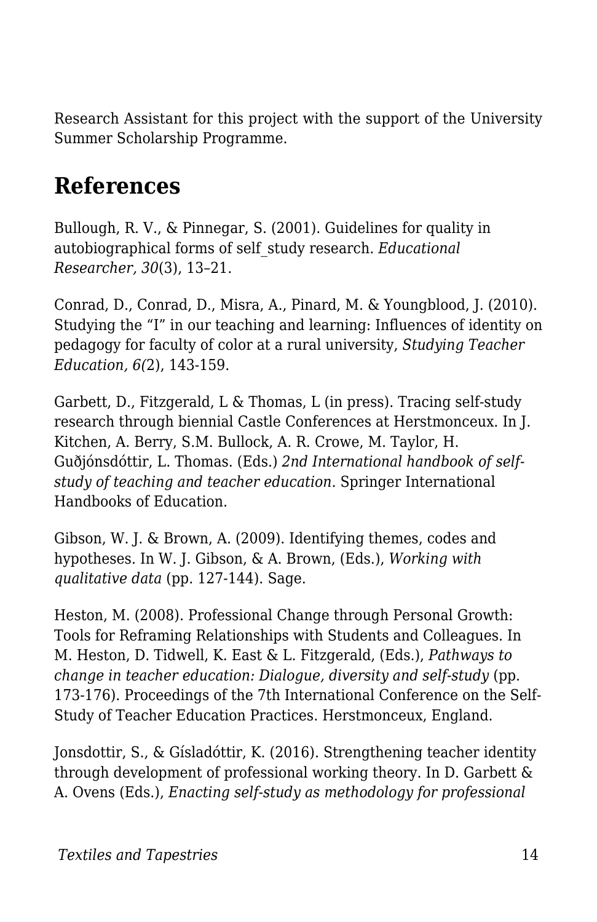Research Assistant for this project with the support of the University Summer Scholarship Programme.

## References

Bullough, R. V., & Pinnegar, S. (2001). Guidelines for quality in autobiographical forms of self_study research. *Educational Researcher, 30*(3), 13–21.

Conrad, D., Conrad, D., Misra, A., Pinard, M. & Youngblood, J. (2010). Studying the "I" in our teaching and learning: Influences of identity on pedagogy for faculty of color at a rural university, *Studying Teacher Education, 6(*2), 143-159.

Garbett, D., Fitzgerald, L & Thomas, L (in press). Tracing self-study research through biennial Castle Conferences at Herstmonceux. In J. Kitchen, A. Berry, S.M. Bullock, A. R. Crowe, M. Taylor, H. Guðjónsdóttir, L. Thomas. (Eds.) *2nd International handbook of self-study of teaching and teacher education.* Springer International Handbooks of Education.

Gibson, W. J. & Brown, A. (2009). Identifying themes, codes and hypotheses. In W. J. Gibson, & A. Brown, (Eds.), *Working with qualitative data* (pp. 127-144). Sage.

Heston, M. (2008). Professional Change through Personal Growth: Tools for Reframing Relationships with Students and Colleagues. In M. Heston, D. Tidwell, K. East & L. Fitzgerald, (Eds.), *Pathways to change in teacher education: Dialogue, diversity and self-study* (pp. 173-176). Proceedings of the 7th International Conference on the Self-Study of Teacher Education Practices. Herstmonceux, England.

Jonsdottir, S., & Gísladóttir, K. (2016). Strengthening teacher identity through development of professional working theory. In D. Garbett & A. Ovens (Eds.), *Enacting self-study as methodology for professional*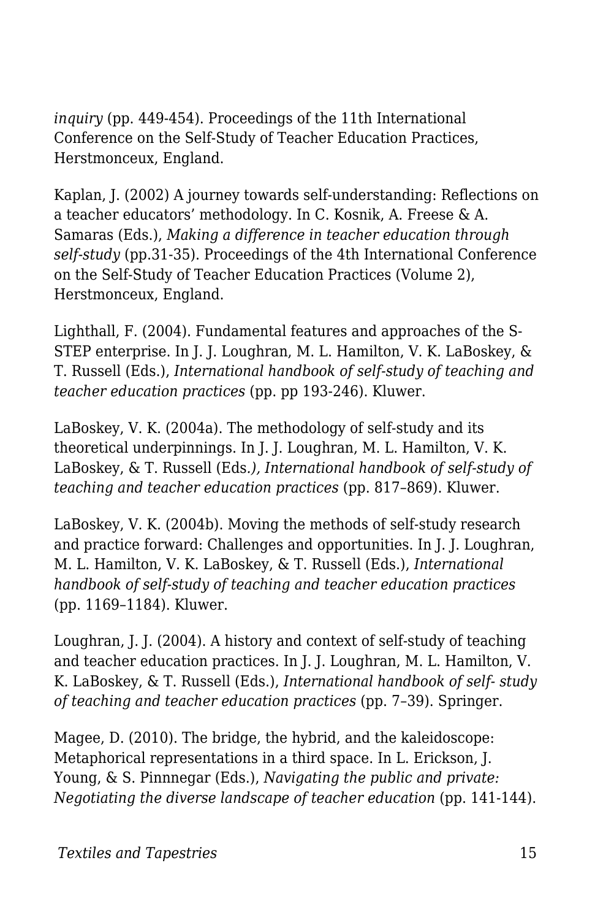*inquiry* (pp. 449-454). Proceedings of the 11th International Conference on the Self-Study of Teacher Education Practices, Herstmonceux, England.

Kaplan, J. (2002) A journey towards self-understanding: Reflections on a teacher educators' methodology. In C. Kosnik, A. Freese & A. Samaras (Eds.), *Making a difference in teacher education through self-study* (pp.31-35). Proceedings of the 4th International Conference on the Self-Study of Teacher Education Practices (Volume 2), Herstmonceux, England.

Lighthall, F. (2004). Fundamental features and approaches of the S-STEP enterprise. In J. J. Loughran, M. L. Hamilton, V. K. LaBoskey, & T. Russell (Eds.), *International handbook of self-study of teaching and teacher education practices* (pp. pp 193-246). Kluwer.

LaBoskey, V. K. (2004a). The methodology of self-study and its theoretical underpinnings. In J. J. Loughran, M. L. Hamilton, V. K. LaBoskey, & T. Russell (Eds*.), International handbook of self-study of teaching and teacher education practices* (pp. 817–869). Kluwer.

LaBoskey, V. K. (2004b). Moving the methods of self-study research and practice forward: Challenges and opportunities. In J. J. Loughran, M. L. Hamilton, V. K. LaBoskey, & T. Russell (Eds.), *International handbook of self-study of teaching and teacher education practices* (pp. 1169–1184). Kluwer.

Loughran, J. J. (2004). A history and context of self-study of teaching and teacher education practices. In J. J. Loughran, M. L. Hamilton, V. K. LaBoskey, & T. Russell (Eds.), *International handbook of self- study of teaching and teacher education practices* (pp. 7–39). Springer.

Magee, D. (2010). The bridge, the hybrid, and the kaleidoscope: Metaphorical representations in a third space. In L. Erickson, J. Young, & S. Pinnnegar (Eds.), *Navigating the public and private: Negotiating the diverse landscape of teacher education* (pp. 141-144).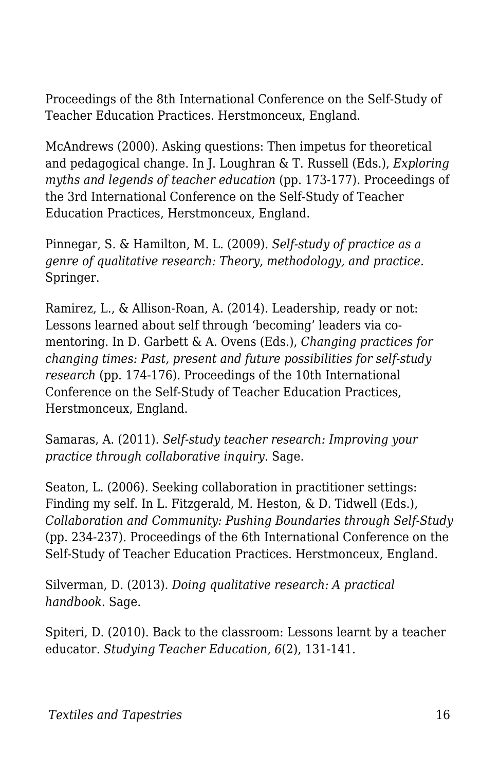Proceedings of the 8th International Conference on the Self-Study of Teacher Education Practices. Herstmonceux, England.

McAndrews (2000). Asking questions: Then impetus for theoretical and pedagogical change. In J. Loughran & T. Russell (Eds.), *Exploring myths and legends of teacher education* (pp. 173-177). Proceedings of the 3rd International Conference on the Self-Study of Teacher Education Practices, Herstmonceux, England.

Pinnegar, S. & Hamilton, M. L. (2009). *Self-study of practice as a genre of qualitative research: Theory, methodology, and practice.* Springer.

Ramirez, L., & Allison-Roan, A. (2014). Leadership, ready or not: Lessons learned about self through 'becoming' leaders via co-mentoring. In D. Garbett & A. Ovens (Eds.), *Changing practices for changing times: Past, present and future possibilities for self-study research* (pp. 174-176). Proceedings of the 10th International Conference on the Self-Study of Teacher Education Practices, Herstmonceux, England.

Samaras, A. (2011). *Self-study teacher research: Improving your practice through collaborative inquiry*. Sage.

Seaton, L. (2006). Seeking collaboration in practitioner settings: Finding my self. In L. Fitzgerald, M. Heston, & D. Tidwell (Eds.), *Collaboration and Community: Pushing Boundaries through Self-Study* (pp. 234-237). Proceedings of the 6th International Conference on the Self-Study of Teacher Education Practices. Herstmonceux, England.

Silverman, D. (2013). *Doing qualitative research: A practical handbook*. Sage.

Spiteri, D. (2010). Back to the classroom: Lessons learnt by a teacher educator. *Studying Teacher Education, 6*(2), 131-141.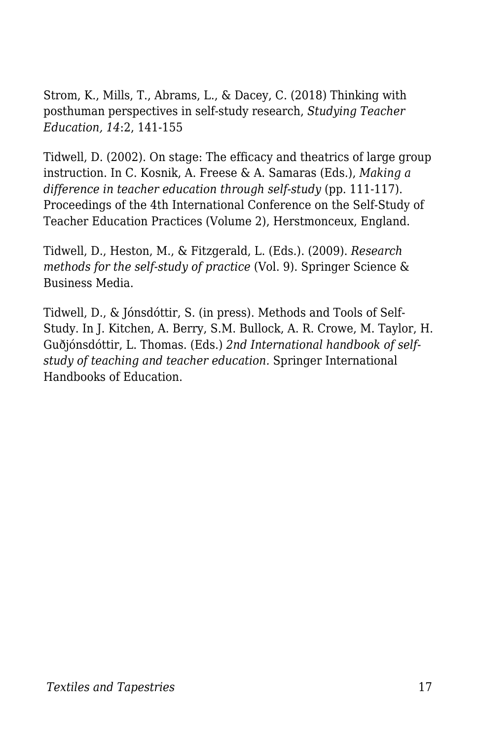Strom, K., Mills, T., Abrams, L., & Dacey, C. (2018) Thinking with posthuman perspectives in self-study research, *Studying Teacher Education, 14*:2, 141-155

Tidwell, D. (2002). On stage: The efficacy and theatrics of large group instruction. In C. Kosnik, A. Freese & A. Samaras (Eds.), *Making a difference in teacher education through self-study* (pp. 111-117). Proceedings of the 4th International Conference on the Self-Study of Teacher Education Practices (Volume 2), Herstmonceux, England.

Tidwell, D., Heston, M., & Fitzgerald, L. (Eds.). (2009). *Research methods for the self-study of practice* (Vol. 9). Springer Science & Business Media.

Tidwell, D., & Jónsdóttir, S. (in press). Methods and Tools of Self-Study. In J. Kitchen, A. Berry, S.M. Bullock, A. R. Crowe, M. Taylor, H. Guðjónsdóttir, L. Thomas. (Eds.) *2nd International handbook of self-study of teaching and teacher education.* Springer International Handbooks of Education.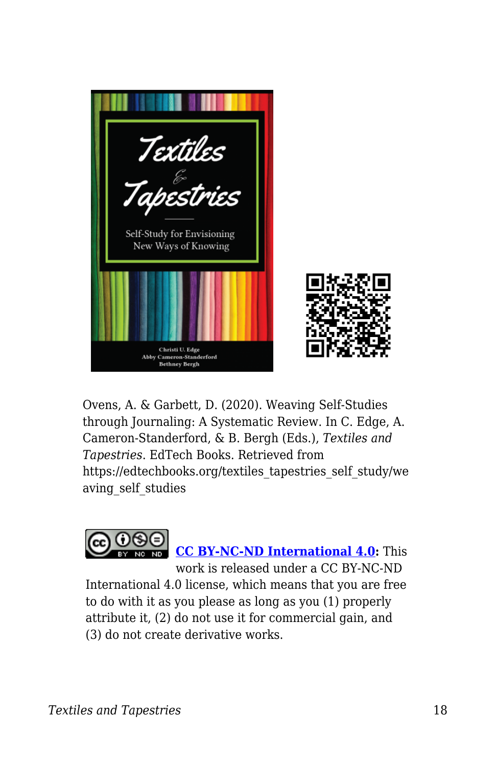Ovens, A. & Garbett, D. (2020). Weaving Self-Studies through Journaling: A Systematic Review. In C. Edge, A. Cameron-Standerford, & B. Bergh (Eds.), *Textiles and Tapestries*. EdTech Books. Retrieved from https://edtechbooks.org/textiles_tapestries_self_study/weaving_self_studies

**[CC BY-NC-ND International 4.0](https://creativecommons.org/licenses/by-nc-nd/4.0/):** This work is released under a CC BY-NC-ND International 4.0 license, which means that you are free to do with it as you please as long as you (1) properly attribute it, (2) do not use it for commercial gain, and (3) do not create derivative works.